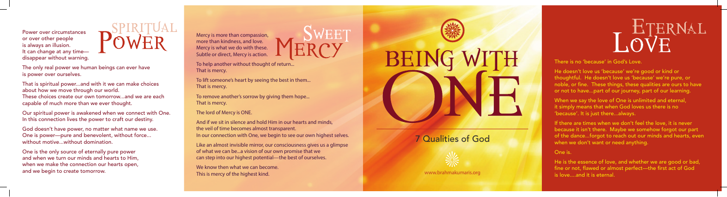# Spiritual Power

Power over circumstances or over other people is always an illusion. It can change at any time—disappear without warning.

The only real power we human beings can ever have is power over ourselves.

That is spiritual power...and with it we can make choices about how we move through our world. These choices create our own tomorrow...and we are each capable of much more than we ever thought.

Our spiritual power is awakened when we connect with One. In this connection lives the power to craft our destiny.

God doesn't have power, no matter what name we use. One is power—pure and benevolent, without force... without motive...without domination.

One is the only source of eternally pure power and when we turn our minds and hearts to Him, when we make the connection our hearts open, and we begin to create tomorrow.

# Sweet Mercy

Mercy is more than compassion, more than kindness, and love. Mercy is what we do with these. Subtle or direct, Mercy is action.

To help another without thought of return... That is mercy.

To lift someone's heart by seeing the best in them... That is mercy.

To remove another's sorrow by giving them hope... That is mercy.

The lord of Mercy is ONE.

And if we sit in silence and hold Him in our hearts and minds, the veil of time becomes almost transparent. In our connection with One, we begin to see our own highest selves.

Like an almost invisible mirror, our consciousness gives us a glimpse of what we can be...a vision of our own promise that we can step into our highest potential—the best of ourselves.

We know then what we can become. This is mercy of the highest kind.

# Being with One

## 7 Qualities of God

www.brahmakumaris.org

# Eternal Love

There is no 'because' in God's Love.

He doesn't love us 'because' we're good or kind or thoughtful. He doesn't love us 'because' we're pure, or noble, or fine. These things, these qualities are ours to have or not to have...part of our journey, part of our learning.

When we say the love of One is unlimited and eternal, it simply means that when God loves us there is no 'because'. It is just there...always.

If there are times when we don't feel the love, it is never because it isn't there. Maybe we somehow forgot our part of the dance...forgot to reach out our minds and hearts, even when we don't want or need anything.

One is.

He is the essence of love, and whether we are good or bad, fine or not, flawed or almost perfect—the first act of God is love....and it is eternal.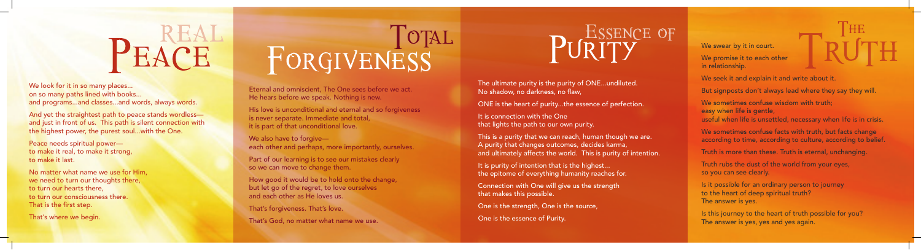# Real Peace

We look for it in so many places...
on so many paths lined with books...
and programs...and classes...and words, always words.

And yet the straightest path to peace stands wordless—
and just in front of us. This path is silent connection with
the highest power, the purest soul...with the One.

Peace needs spiritual power—
to make it real, to make it strong,
to make it last.

No matter what name we use for Him,
we need to turn our thoughts there,
to turn our hearts there,
to turn our consciousness there.
That is the first step.

That's where we begin.

# Total Forgiveness

Eternal and omniscient, The One sees before we act.
He hears before we speak. Nothing is new.

His love is unconditional and eternal and so forgiveness
is never separate. Immediate and total,
it is part of that unconditional love.

We also have to forgive—
each other and perhaps, more importantly, ourselves.

Part of our learning is to see our mistakes clearly
so we can move to change them.

How good it would be to hold onto the change,
but let go of the regret, to love ourselves
and each other as He loves us.

That's forgiveness. That's love.

That's God, no matter what name we use.

# Essence of Purity

The ultimate purity is the purity of ONE...undiluted.
No shadow, no darkness, no flaw,

ONE is the heart of purity...the essence of perfection.

It is connection with the One
that lights the path to our own purity.

This is a purity that we can reach, human though we are.
A purity that changes outcomes, decides karma,
and ultimately affects the world. This is purity of intention.

It is purity of intention that is the highest...
the epitome of everything humanity reaches for.

Connection with One will give us the strength
that makes this possible.

One is the strength, One is the source,

One is the essence of Purity.

# The Truth

We swear by it in court.

We promise it to each other
in relationship.

We seek it and explain it and write about it.

But signposts don't always lead where they say they will.

We sometimes confuse wisdom with truth;
easy when life is gentle,
useful when life is unsettled, necessary when life is in crisis.

We sometimes confuse facts with truth, but facts change
according to time, according to culture, according to belief.

Truth is more than these. Truth is eternal, unchanging.

Truth rubs the dust of the world from your eyes,
so you can see clearly.

Is it possible for an ordinary person to journey
to the heart of deep spiritual truth?
The answer is yes.

Is this journey to the heart of truth possible for you?
The answer is yes, yes and yes again.